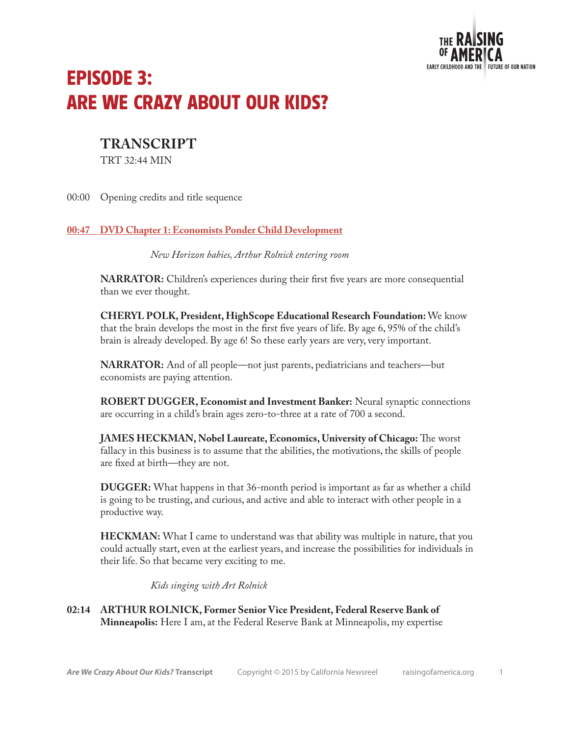# EPISODE 3: ARE WE CRAZY ABOUT OUR KIDS?

## TRANSCRIPT

TRT 32:44 MIN

00:00 Opening credits and title sequence

**00:47 DVD Chapter 1: Economists Ponder Child Development**

*New Horizon babies, Arthur Rolnick entering room*

**NARRATOR:** Children's experiences during their first five years are more consequential than we ever thought.

**CHERYL POLK, President, HighScope Educational Research Foundation:** We know that the brain develops the most in the first five years of life. By age 6, 95% of the child's brain is already developed. By age 6! So these early years are very, very important.

**NARRATOR:** And of all people—not just parents, pediatricians and teachers—but economists are paying attention.

**ROBERT DUGGER, Economist and Investment Banker:** Neural synaptic connections are occurring in a child's brain ages zero-to-three at a rate of 700 a second.

**JAMES HECKMAN, Nobel Laureate, Economics, University of Chicago:** The worst fallacy in this business is to assume that the abilities, the motivations, the skills of people are fixed at birth—they are not.

**DUGGER:** What happens in that 36-month period is important as far as whether a child is going to be trusting, and curious, and active and able to interact with other people in a productive way.

**HECKMAN:** What I came to understand was that ability was multiple in nature, that you could actually start, even at the earliest years, and increase the possibilities for individuals in their life. So that became very exciting to me.

*Kids singing with Art Rolnick*

**02:14 ARTHUR ROLNICK, Former Senior Vice President, Federal Reserve Bank of Minneapolis:** Here I am, at the Federal Reserve Bank at Minneapolis, my expertise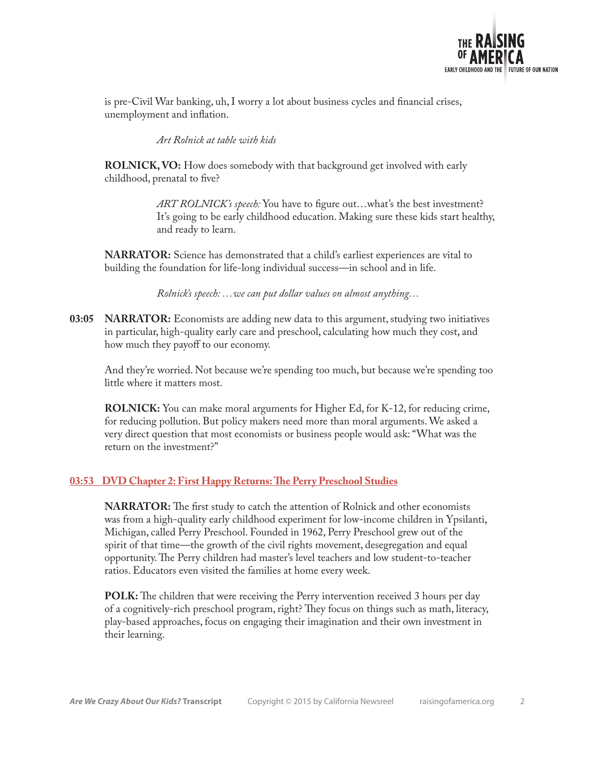is pre-Civil War banking, uh, I worry a lot about business cycles and financial crises, unemployment and inflation.

*Art Rolnick at table with kids*

**ROLNICK, VO:** How does somebody with that background get involved with early childhood, prenatal to five?

> *ART ROLNICK's speech:* You have to figure out…what's the best investment? It's going to be early childhood education. Making sure these kids start healthy, and ready to learn.

**NARRATOR:** Science has demonstrated that a child's earliest experiences are vital to building the foundation for life-long individual success—in school and in life.

*Rolnick's speech: …we can put dollar values on almost anything…*

**03:05** **NARRATOR:** Economists are adding new data to this argument, studying two initiatives in particular, high-quality early care and preschool, calculating how much they cost, and how much they payoff to our economy.

And they're worried. Not because we're spending too much, but because we're spending too little where it matters most.

**ROLNICK:** You can make moral arguments for Higher Ed, for K-12, for reducing crime, for reducing pollution. But policy makers need more than moral arguments. We asked a very direct question that most economists or business people would ask: "What was the return on the investment?"

## 03:53 DVD Chapter 2: First Happy Returns: The Perry Preschool Studies

**NARRATOR:** The first study to catch the attention of Rolnick and other economists was from a high-quality early childhood experiment for low-income children in Ypsilanti, Michigan, called Perry Preschool. Founded in 1962, Perry Preschool grew out of the spirit of that time—the growth of the civil rights movement, desegregation and equal opportunity. The Perry children had master's level teachers and low student-to-teacher ratios. Educators even visited the families at home every week.

**POLK:** The children that were receiving the Perry intervention received 3 hours per day of a cognitively-rich preschool program, right? They focus on things such as math, literacy, play-based approaches, focus on engaging their imagination and their own investment in their learning.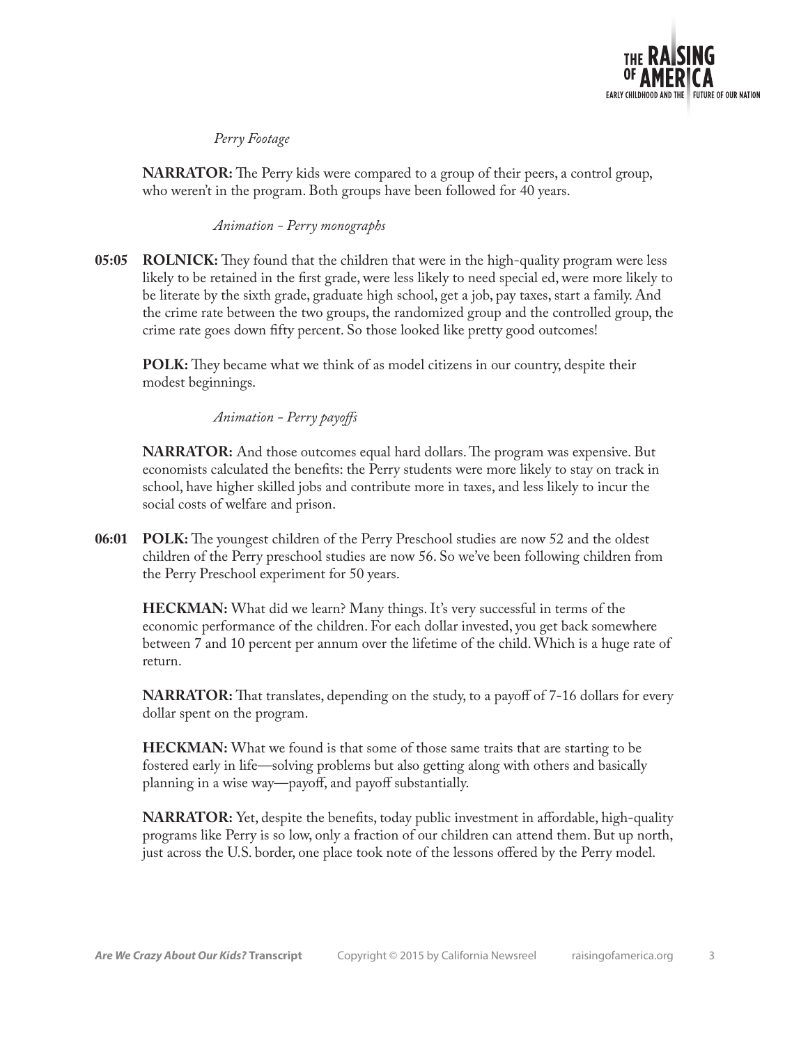*Perry Footage*

**NARRATOR:** The Perry kids were compared to a group of their peers, a control group, who weren't in the program. Both groups have been followed for 40 years.

*Animation - Perry monographs*

**05:05 ROLNICK:** They found that the children that were in the high-quality program were less likely to be retained in the first grade, were less likely to need special ed, were more likely to be literate by the sixth grade, graduate high school, get a job, pay taxes, start a family. And the crime rate between the two groups, the randomized group and the controlled group, the crime rate goes down fifty percent. So those looked like pretty good outcomes!

**POLK:** They became what we think of as model citizens in our country, despite their modest beginnings.

*Animation - Perry payoffs*

**NARRATOR:** And those outcomes equal hard dollars. The program was expensive. But economists calculated the benefits: the Perry students were more likely to stay on track in school, have higher skilled jobs and contribute more in taxes, and less likely to incur the social costs of welfare and prison.

**06:01 POLK:** The youngest children of the Perry Preschool studies are now 52 and the oldest children of the Perry preschool studies are now 56. So we've been following children from the Perry Preschool experiment for 50 years.

**HECKMAN:** What did we learn? Many things. It's very successful in terms of the economic performance of the children. For each dollar invested, you get back somewhere between 7 and 10 percent per annum over the lifetime of the child. Which is a huge rate of return.

**NARRATOR:** That translates, depending on the study, to a payoff of 7-16 dollars for every dollar spent on the program.

**HECKMAN:** What we found is that some of those same traits that are starting to be fostered early in life—solving problems but also getting along with others and basically planning in a wise way—payoff, and payoff substantially.

**NARRATOR:** Yet, despite the benefits, today public investment in affordable, high-quality programs like Perry is so low, only a fraction of our children can attend them. But up north, just across the U.S. border, one place took note of the lessons offered by the Perry model.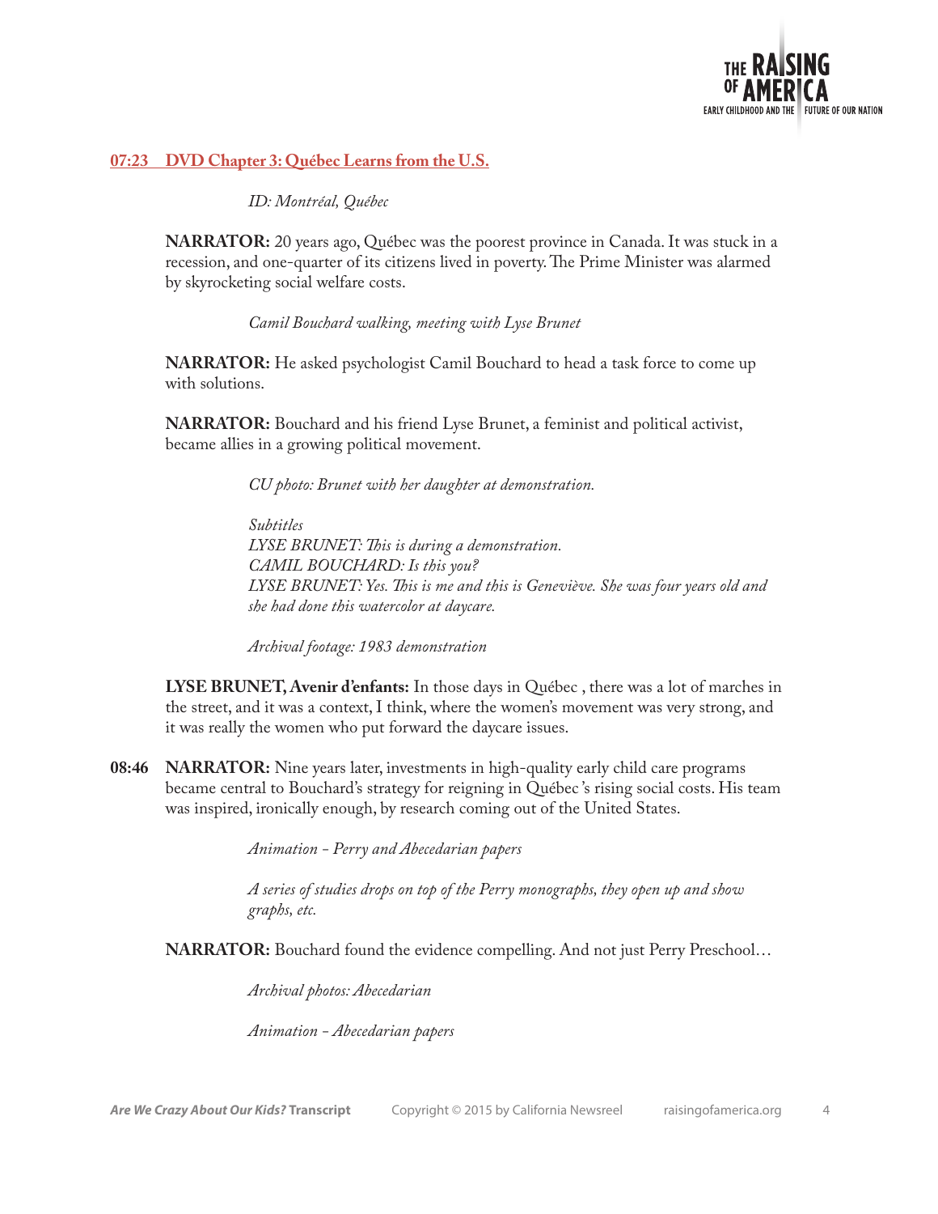## 07:23 DVD Chapter 3: Québec Learns from the U.S.

*ID: Montréal, Québec*

**NARRATOR:** 20 years ago, Québec was the poorest province in Canada. It was stuck in a recession, and one-quarter of its citizens lived in poverty. The Prime Minister was alarmed by skyrocketing social welfare costs.

*Camil Bouchard walking, meeting with Lyse Brunet*

**NARRATOR:** He asked psychologist Camil Bouchard to head a task force to come up with solutions.

**NARRATOR:** Bouchard and his friend Lyse Brunet, a feminist and political activist, became allies in a growing political movement.

*CU photo: Brunet with her daughter at demonstration.*

*Subtitles*
*LYSE BRUNET: This is during a demonstration.*
*CAMIL BOUCHARD: Is this you?*
*LYSE BRUNET: Yes. This is me and this is Geneviève. She was four years old and she had done this watercolor at daycare.*

*Archival footage: 1983 demonstration*

**LYSE BRUNET, Avenir d'enfants:** In those days in Québec , there was a lot of marches in the street, and it was a context, I think, where the women's movement was very strong, and it was really the women who put forward the daycare issues.

**08:46 NARRATOR:** Nine years later, investments in high-quality early child care programs became central to Bouchard's strategy for reigning in Québec's rising social costs. His team was inspired, ironically enough, by research coming out of the United States.

*Animation - Perry and Abecedarian papers*

*A series of studies drops on top of the Perry monographs, they open up and show graphs, etc.*

**NARRATOR:** Bouchard found the evidence compelling. And not just Perry Preschool…

*Archival photos: Abecedarian*

*Animation - Abecedarian papers*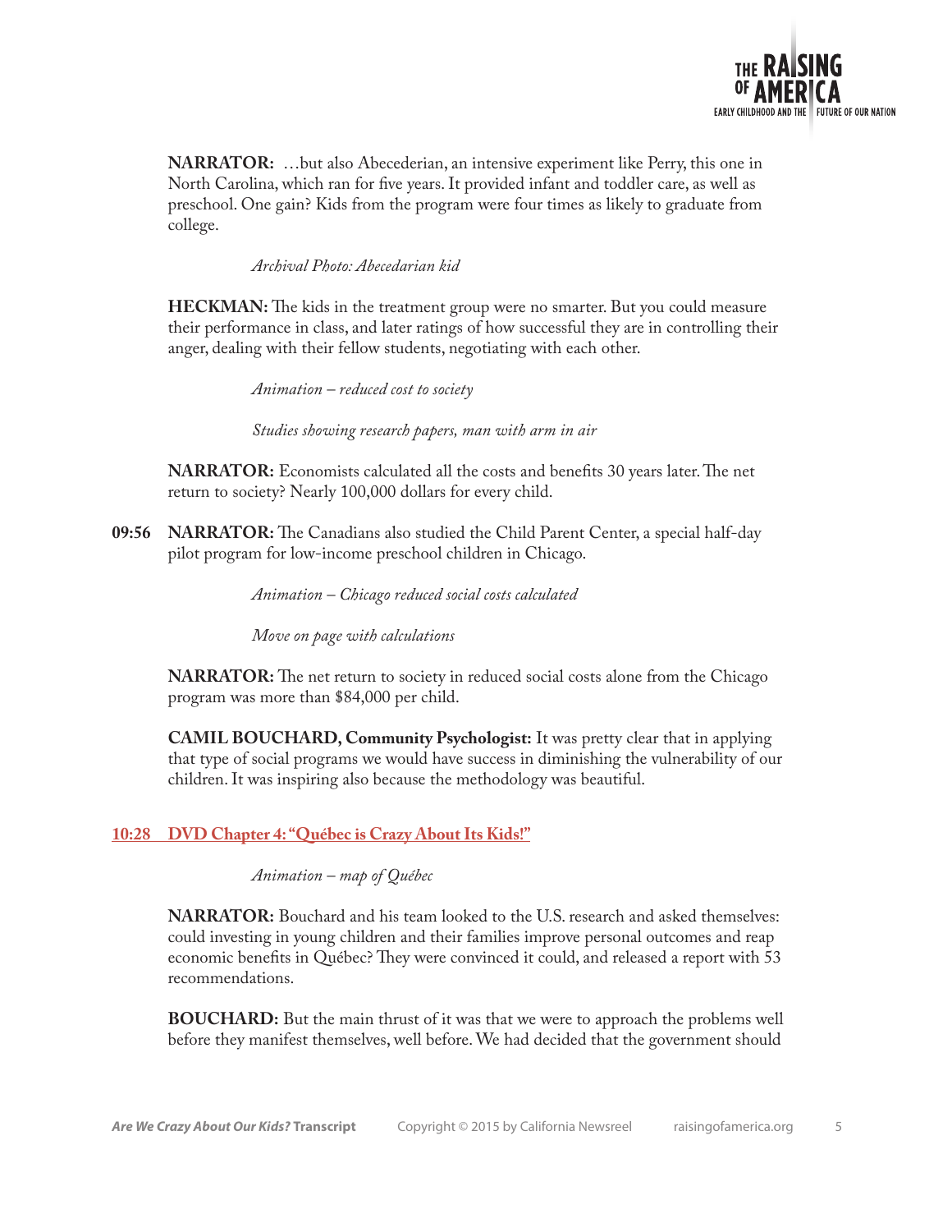**NARRATOR:** …but also Abecederian, an intensive experiment like Perry, this one in North Carolina, which ran for five years. It provided infant and toddler care, as well as preschool. One gain? Kids from the program were four times as likely to graduate from college.

*Archival Photo: Abecedarian kid*

**HECKMAN:** The kids in the treatment group were no smarter. But you could measure their performance in class, and later ratings of how successful they are in controlling their anger, dealing with their fellow students, negotiating with each other.

*Animation – reduced cost to society*

*Studies showing research papers, man with arm in air*

**NARRATOR:** Economists calculated all the costs and benefits 30 years later. The net return to society? Nearly 100,000 dollars for every child.

**09:56** **NARRATOR:** The Canadians also studied the Child Parent Center, a special half-day pilot program for low-income preschool children in Chicago.

*Animation – Chicago reduced social costs calculated*

*Move on page with calculations*

**NARRATOR:** The net return to society in reduced social costs alone from the Chicago program was more than $84,000 per child.

**CAMIL BOUCHARD, Community Psychologist:** It was pretty clear that in applying that type of social programs we would have success in diminishing the vulnerability of our children. It was inspiring also because the methodology was beautiful.

## 10:28 DVD Chapter 4: "Québec is Crazy About Its Kids!"

*Animation – map of Québec*

**NARRATOR:** Bouchard and his team looked to the U.S. research and asked themselves: could investing in young children and their families improve personal outcomes and reap economic benefits in Québec? They were convinced it could, and released a report with 53 recommendations.

**BOUCHARD:** But the main thrust of it was that we were to approach the problems well before they manifest themselves, well before. We had decided that the government should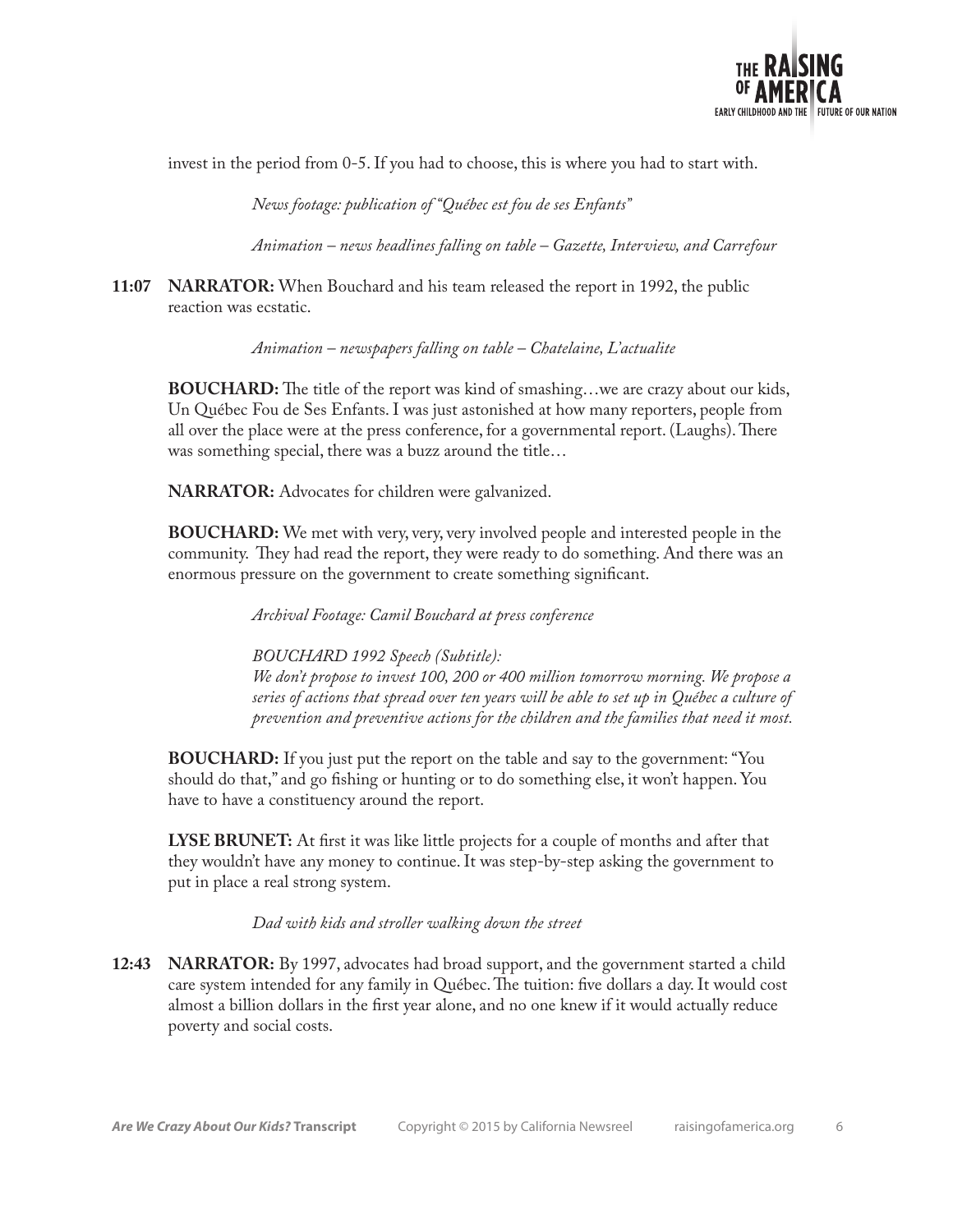invest in the period from 0-5. If you had to choose, this is where you had to start with.

*News footage: publication of "Québec est fou de ses Enfants"*

*Animation – news headlines falling on table – Gazette, Interview, and Carrefour*

**11:07 NARRATOR:** When Bouchard and his team released the report in 1992, the public reaction was ecstatic.

*Animation – newspapers falling on table – Chatelaine, L'actualite*

**BOUCHARD:** The title of the report was kind of smashing…we are crazy about our kids, Un Québec Fou de Ses Enfants. I was just astonished at how many reporters, people from all over the place were at the press conference, for a governmental report. (Laughs). There was something special, there was a buzz around the title…

**NARRATOR:** Advocates for children were galvanized.

**BOUCHARD:** We met with very, very, very involved people and interested people in the community. They had read the report, they were ready to do something. And there was an enormous pressure on the government to create something significant.

*Archival Footage: Camil Bouchard at press conference*

*BOUCHARD 1992 Speech (Subtitle):*
*We don't propose to invest 100, 200 or 400 million tomorrow morning. We propose a series of actions that spread over ten years will be able to set up in Québec a culture of prevention and preventive actions for the children and the families that need it most.*

**BOUCHARD:** If you just put the report on the table and say to the government: "You should do that," and go fishing or hunting or to do something else, it won't happen. You have to have a constituency around the report.

**LYSE BRUNET:** At first it was like little projects for a couple of months and after that they wouldn't have any money to continue. It was step-by-step asking the government to put in place a real strong system.

*Dad with kids and stroller walking down the street*

**12:43 NARRATOR:** By 1997, advocates had broad support, and the government started a child care system intended for any family in Québec. The tuition: five dollars a day. It would cost almost a billion dollars in the first year alone, and no one knew if it would actually reduce poverty and social costs.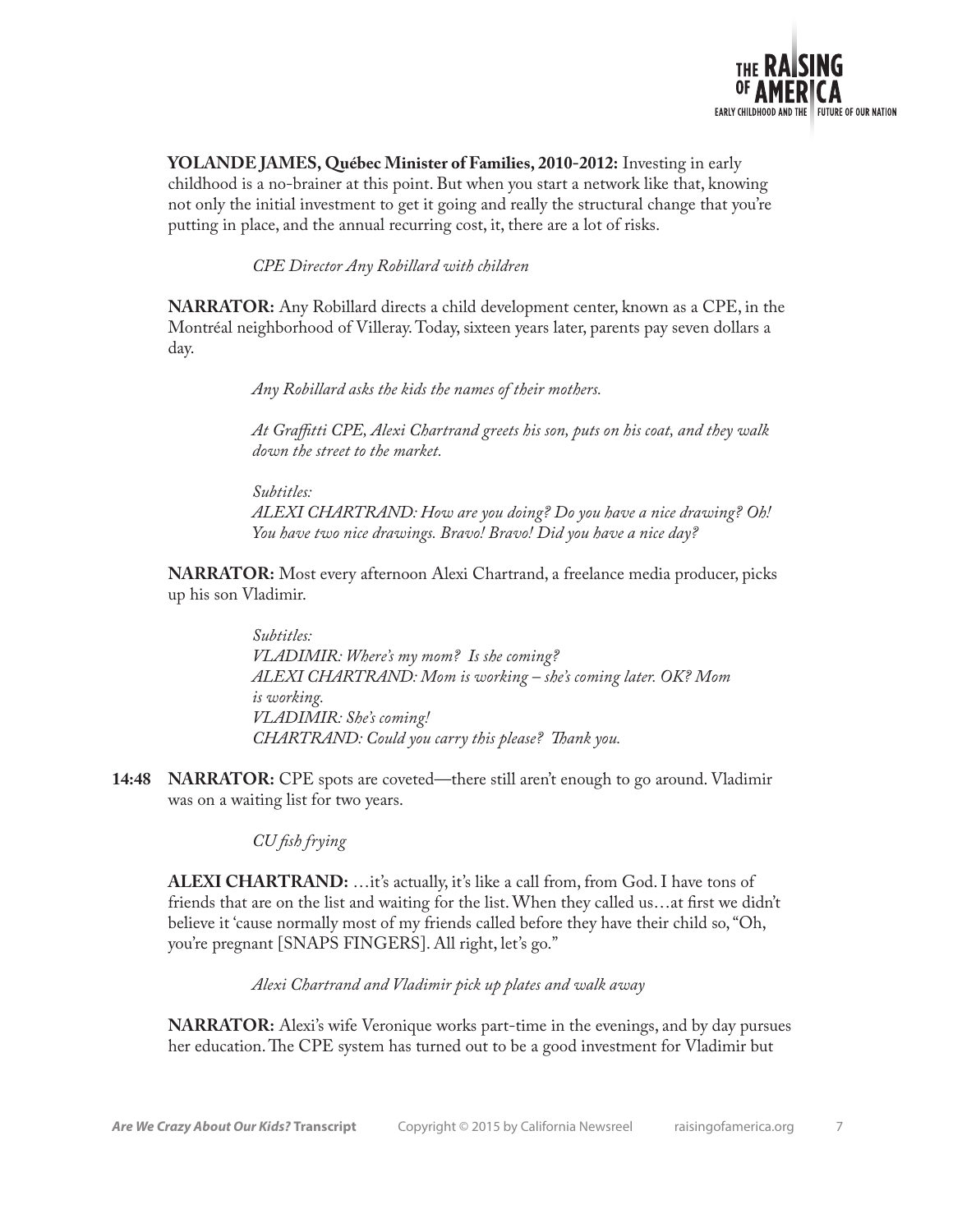**YOLANDE JAMES, Québec Minister of Families, 2010-2012:** Investing in early childhood is a no-brainer at this point. But when you start a network like that, knowing not only the initial investment to get it going and really the structural change that you're putting in place, and the annual recurring cost, it, there are a lot of risks.

*CPE Director Any Robillard with children*

**NARRATOR:** Any Robillard directs a child development center, known as a CPE, in the Montréal neighborhood of Villeray. Today, sixteen years later, parents pay seven dollars a day.

*Any Robillard asks the kids the names of their mothers.*

*At Graffitti CPE, Alexi Chartrand greets his son, puts on his coat, and they walk down the street to the market.*

*Subtitles:*
*ALEXI CHARTRAND: How are you doing? Do you have a nice drawing? Oh! You have two nice drawings. Bravo! Bravo! Did you have a nice day?*

**NARRATOR:** Most every afternoon Alexi Chartrand, a freelance media producer, picks up his son Vladimir.

*Subtitles:*
*VLADIMIR: Where's my mom? Is she coming?*
*ALEXI CHARTRAND: Mom is working – she's coming later. OK? Mom is working.*
*VLADIMIR: She's coming!*
*CHARTRAND: Could you carry this please? Thank you.*

**14:48** **NARRATOR:** CPE spots are coveted—there still aren't enough to go around. Vladimir was on a waiting list for two years.

*CU fish frying*

**ALEXI CHARTRAND:** …it's actually, it's like a call from, from God. I have tons of friends that are on the list and waiting for the list. When they called us…at first we didn't believe it 'cause normally most of my friends called before they have their child so, "Oh, you're pregnant [SNAPS FINGERS]. All right, let's go."

*Alexi Chartrand and Vladimir pick up plates and walk away*

**NARRATOR:** Alexi's wife Veronique works part-time in the evenings, and by day pursues her education. The CPE system has turned out to be a good investment for Vladimir but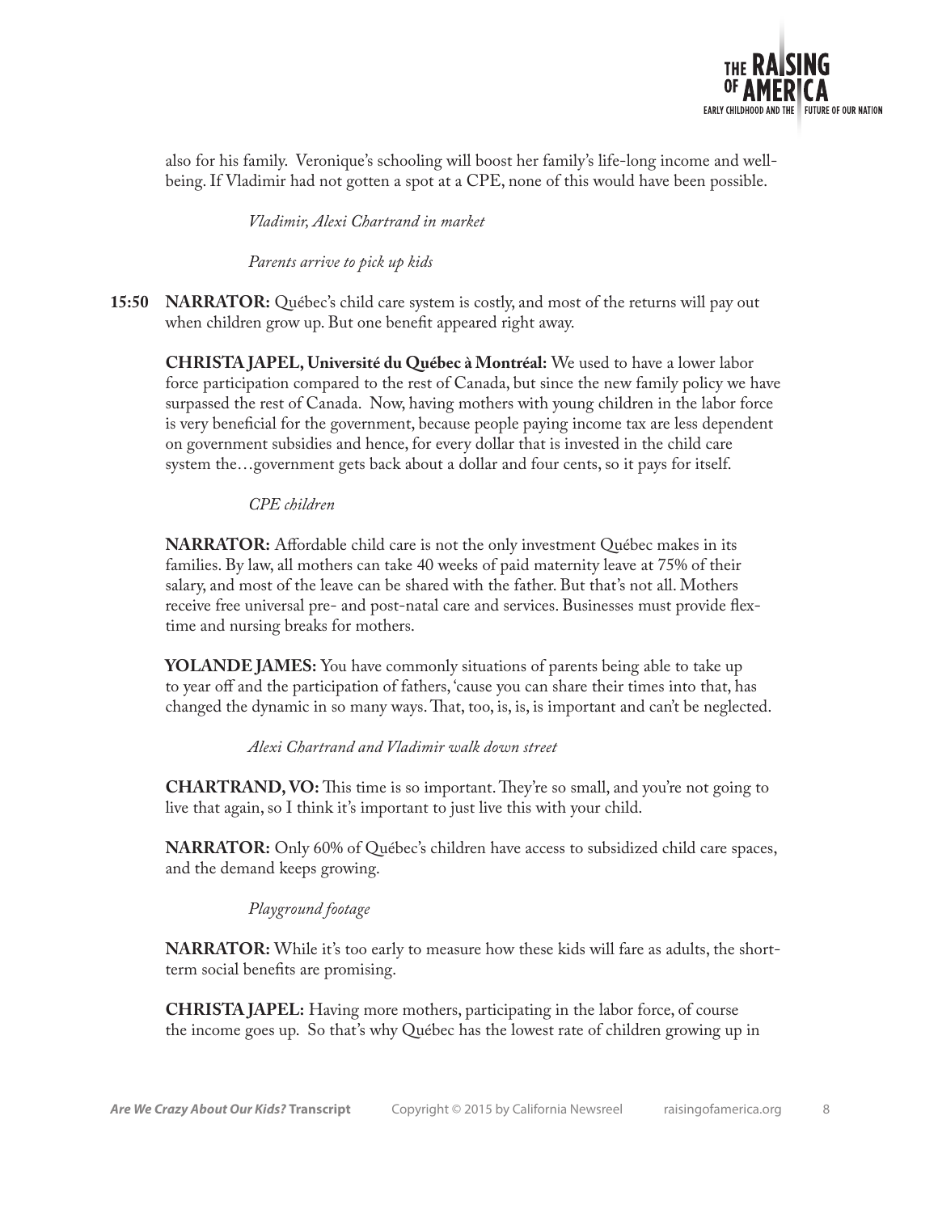also for his family. Veronique's schooling will boost her family's life-long income and well-being. If Vladimir had not gotten a spot at a CPE, none of this would have been possible.

*Vladimir, Alexi Chartrand in market*

*Parents arrive to pick up kids*

**15:50** **NARRATOR:** Québec's child care system is costly, and most of the returns will pay out when children grow up. But one benefit appeared right away.

**CHRISTA JAPEL, Université du Québec à Montréal:** We used to have a lower labor force participation compared to the rest of Canada, but since the new family policy we have surpassed the rest of Canada. Now, having mothers with young children in the labor force is very beneficial for the government, because people paying income tax are less dependent on government subsidies and hence, for every dollar that is invested in the child care system the…government gets back about a dollar and four cents, so it pays for itself.

*CPE children*

**NARRATOR:** Affordable child care is not the only investment Québec makes in its families. By law, all mothers can take 40 weeks of paid maternity leave at 75% of their salary, and most of the leave can be shared with the father. But that's not all. Mothers receive free universal pre- and post-natal care and services. Businesses must provide flex-time and nursing breaks for mothers.

**YOLANDE JAMES:** You have commonly situations of parents being able to take up to year off and the participation of fathers, 'cause you can share their times into that, has changed the dynamic in so many ways. That, too, is, is, is important and can't be neglected.

*Alexi Chartrand and Vladimir walk down street*

**CHARTRAND, VO:** This time is so important. They're so small, and you're not going to live that again, so I think it's important to just live this with your child.

**NARRATOR:** Only 60% of Québec's children have access to subsidized child care spaces, and the demand keeps growing.

*Playground footage*

**NARRATOR:** While it's too early to measure how these kids will fare as adults, the short-term social benefits are promising.

**CHRISTA JAPEL:** Having more mothers, participating in the labor force, of course the income goes up. So that's why Québec has the lowest rate of children growing up in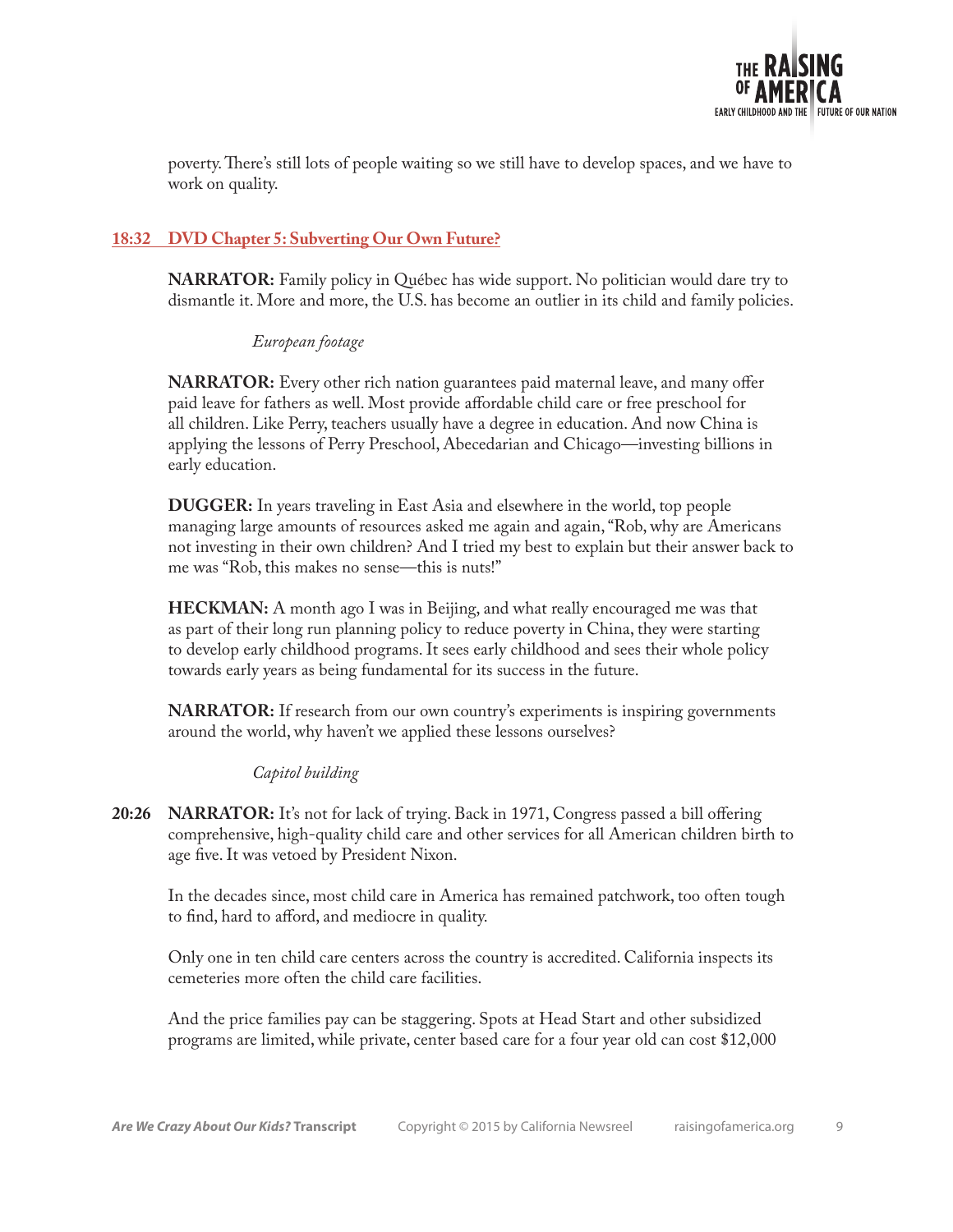poverty. There's still lots of people waiting so we still have to develop spaces, and we have to work on quality.

## 18:32 DVD Chapter 5: Subverting Our Own Future?

**NARRATOR:** Family policy in Québec has wide support. No politician would dare try to dismantle it. More and more, the U.S. has become an outlier in its child and family policies.

*European footage*

**NARRATOR:** Every other rich nation guarantees paid maternal leave, and many offer paid leave for fathers as well. Most provide affordable child care or free preschool for all children. Like Perry, teachers usually have a degree in education. And now China is applying the lessons of Perry Preschool, Abecedarian and Chicago—investing billions in early education.

**DUGGER:** In years traveling in East Asia and elsewhere in the world, top people managing large amounts of resources asked me again and again, "Rob, why are Americans not investing in their own children? And I tried my best to explain but their answer back to me was "Rob, this makes no sense—this is nuts!"

**HECKMAN:** A month ago I was in Beijing, and what really encouraged me was that as part of their long run planning policy to reduce poverty in China, they were starting to develop early childhood programs. It sees early childhood and sees their whole policy towards early years as being fundamental for its success in the future.

**NARRATOR:** If research from our own country's experiments is inspiring governments around the world, why haven't we applied these lessons ourselves?

*Capitol building*

**20:26** **NARRATOR:** It's not for lack of trying. Back in 1971, Congress passed a bill offering comprehensive, high-quality child care and other services for all American children birth to age five. It was vetoed by President Nixon.

In the decades since, most child care in America has remained patchwork, too often tough to find, hard to afford, and mediocre in quality.

Only one in ten child care centers across the country is accredited. California inspects its cemeteries more often the child care facilities.

And the price families pay can be staggering. Spots at Head Start and other subsidized programs are limited, while private, center based care for a four year old can cost $12,000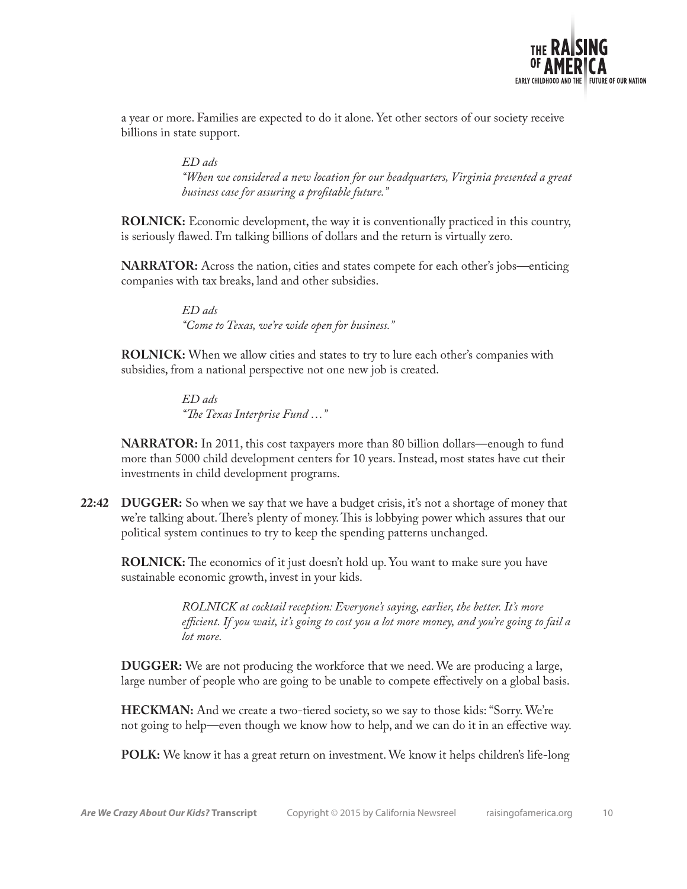a year or more. Families are expected to do it alone. Yet other sectors of our society receive billions in state support.

> *ED ads*
> *"When we considered a new location for our headquarters, Virginia presented a great business case for assuring a profitable future."*

**ROLNICK:** Economic development, the way it is conventionally practiced in this country, is seriously flawed. I'm talking billions of dollars and the return is virtually zero.

**NARRATOR:** Across the nation, cities and states compete for each other's jobs—enticing companies with tax breaks, land and other subsidies.

> *ED ads*
> *"Come to Texas, we're wide open for business."*

**ROLNICK:** When we allow cities and states to try to lure each other's companies with subsidies, from a national perspective not one new job is created.

> *ED ads*
> *"The Texas Interprise Fund …"*

**NARRATOR:** In 2011, this cost taxpayers more than 80 billion dollars—enough to fund more than 5000 child development centers for 10 years. Instead, most states have cut their investments in child development programs.

**22:42** **DUGGER:** So when we say that we have a budget crisis, it's not a shortage of money that we're talking about. There's plenty of money. This is lobbying power which assures that our political system continues to try to keep the spending patterns unchanged.

**ROLNICK:** The economics of it just doesn't hold up. You want to make sure you have sustainable economic growth, invest in your kids.

> *ROLNICK at cocktail reception: Everyone's saying, earlier, the better. It's more efficient. If you wait, it's going to cost you a lot more money, and you're going to fail a lot more.*

**DUGGER:** We are not producing the workforce that we need. We are producing a large, large number of people who are going to be unable to compete effectively on a global basis.

**HECKMAN:** And we create a two-tiered society, so we say to those kids: "Sorry. We're not going to help—even though we know how to help, and we can do it in an effective way.

**POLK:** We know it has a great return on investment. We know it helps children's life-long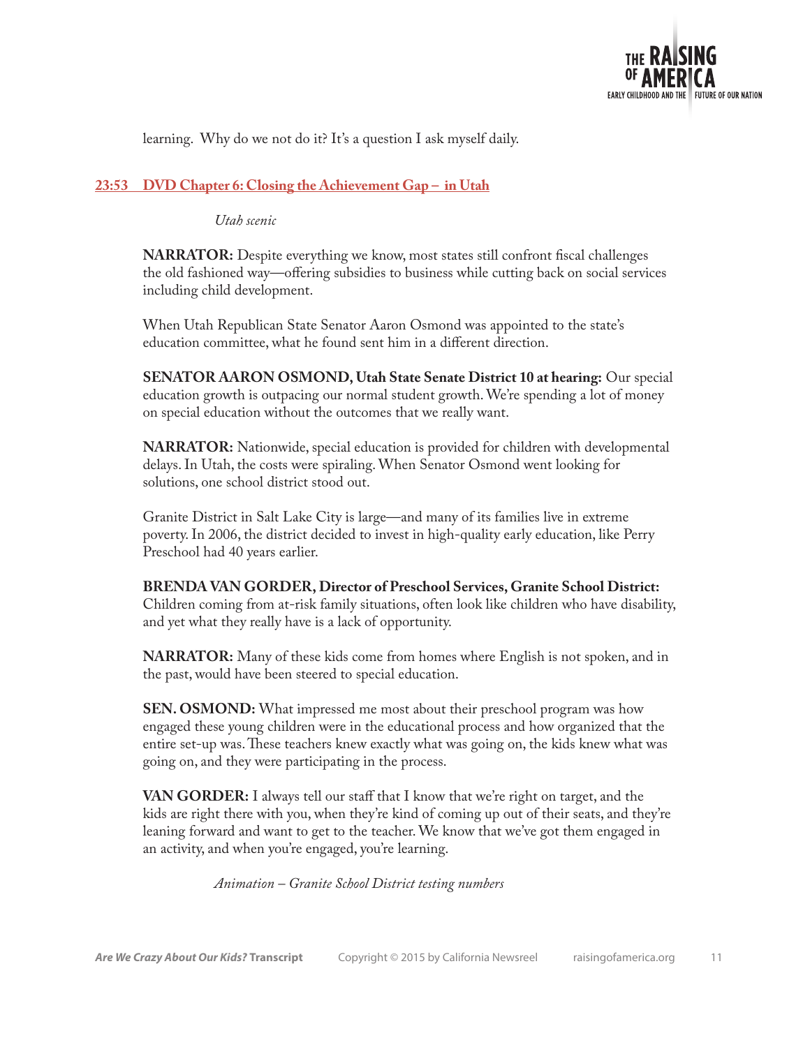learning. Why do we not do it? It's a question I ask myself daily.

## 23:53 DVD Chapter 6: Closing the Achievement Gap – in Utah

*Utah scenic*

**NARRATOR:** Despite everything we know, most states still confront fiscal challenges the old fashioned way—offering subsidies to business while cutting back on social services including child development.

When Utah Republican State Senator Aaron Osmond was appointed to the state's education committee, what he found sent him in a different direction.

**SENATOR AARON OSMOND, Utah State Senate District 10 at hearing:** Our special education growth is outpacing our normal student growth. We're spending a lot of money on special education without the outcomes that we really want.

**NARRATOR:** Nationwide, special education is provided for children with developmental delays. In Utah, the costs were spiraling. When Senator Osmond went looking for solutions, one school district stood out.

Granite District in Salt Lake City is large—and many of its families live in extreme poverty. In 2006, the district decided to invest in high-quality early education, like Perry Preschool had 40 years earlier.

**BRENDA VAN GORDER, Director of Preschool Services, Granite School District:** Children coming from at-risk family situations, often look like children who have disability, and yet what they really have is a lack of opportunity.

**NARRATOR:** Many of these kids come from homes where English is not spoken, and in the past, would have been steered to special education.

**SEN. OSMOND:** What impressed me most about their preschool program was how engaged these young children were in the educational process and how organized that the entire set-up was. These teachers knew exactly what was going on, the kids knew what was going on, and they were participating in the process.

**VAN GORDER:** I always tell our staff that I know that we're right on target, and the kids are right there with you, when they're kind of coming up out of their seats, and they're leaning forward and want to get to the teacher. We know that we've got them engaged in an activity, and when you're engaged, you're learning.

*Animation – Granite School District testing numbers*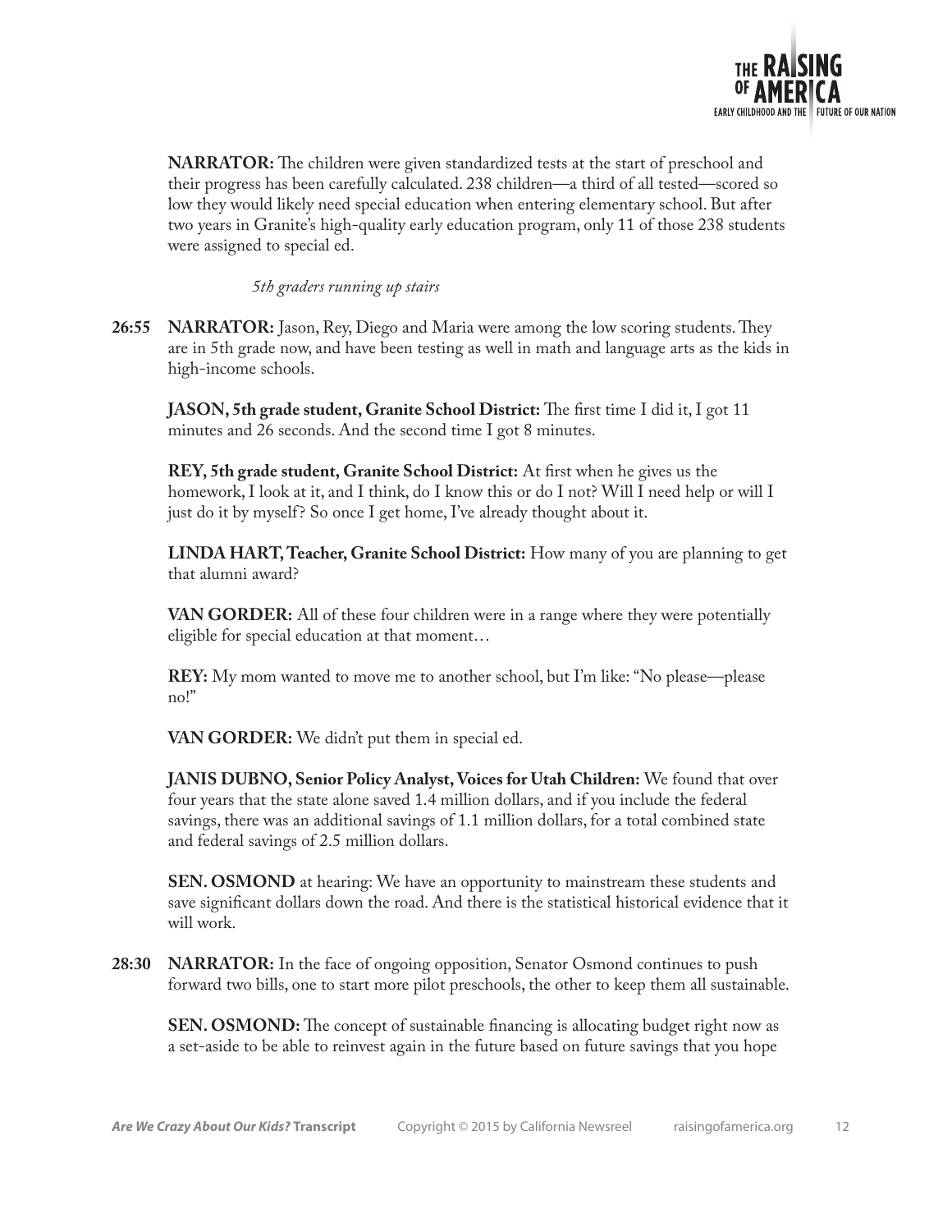**NARRATOR:** The children were given standardized tests at the start of preschool and their progress has been carefully calculated. 238 children—a third of all tested—scored so low they would likely need special education when entering elementary school. But after two years in Granite's high-quality early education program, only 11 of those 238 students were assigned to special ed.

*5th graders running up stairs*

**26:55 NARRATOR:** Jason, Rey, Diego and Maria were among the low scoring students. They are in 5th grade now, and have been testing as well in math and language arts as the kids in high-income schools.

**JASON, 5th grade student, Granite School District:** The first time I did it, I got 11 minutes and 26 seconds. And the second time I got 8 minutes.

**REY, 5th grade student, Granite School District:** At first when he gives us the homework, I look at it, and I think, do I know this or do I not? Will I need help or will I just do it by myself? So once I get home, I've already thought about it.

**LINDA HART, Teacher, Granite School District:** How many of you are planning to get that alumni award?

**VAN GORDER:** All of these four children were in a range where they were potentially eligible for special education at that moment…

**REY:** My mom wanted to move me to another school, but I'm like: "No please—please no!"

**VAN GORDER:** We didn't put them in special ed.

**JANIS DUBNO, Senior Policy Analyst, Voices for Utah Children:** We found that over four years that the state alone saved 1.4 million dollars, and if you include the federal savings, there was an additional savings of 1.1 million dollars, for a total combined state and federal savings of 2.5 million dollars.

**SEN. OSMOND** at hearing: We have an opportunity to mainstream these students and save significant dollars down the road. And there is the statistical historical evidence that it will work.

**28:30 NARRATOR:** In the face of ongoing opposition, Senator Osmond continues to push forward two bills, one to start more pilot preschools, the other to keep them all sustainable.

**SEN. OSMOND:** The concept of sustainable financing is allocating budget right now as a set-aside to be able to reinvest again in the future based on future savings that you hope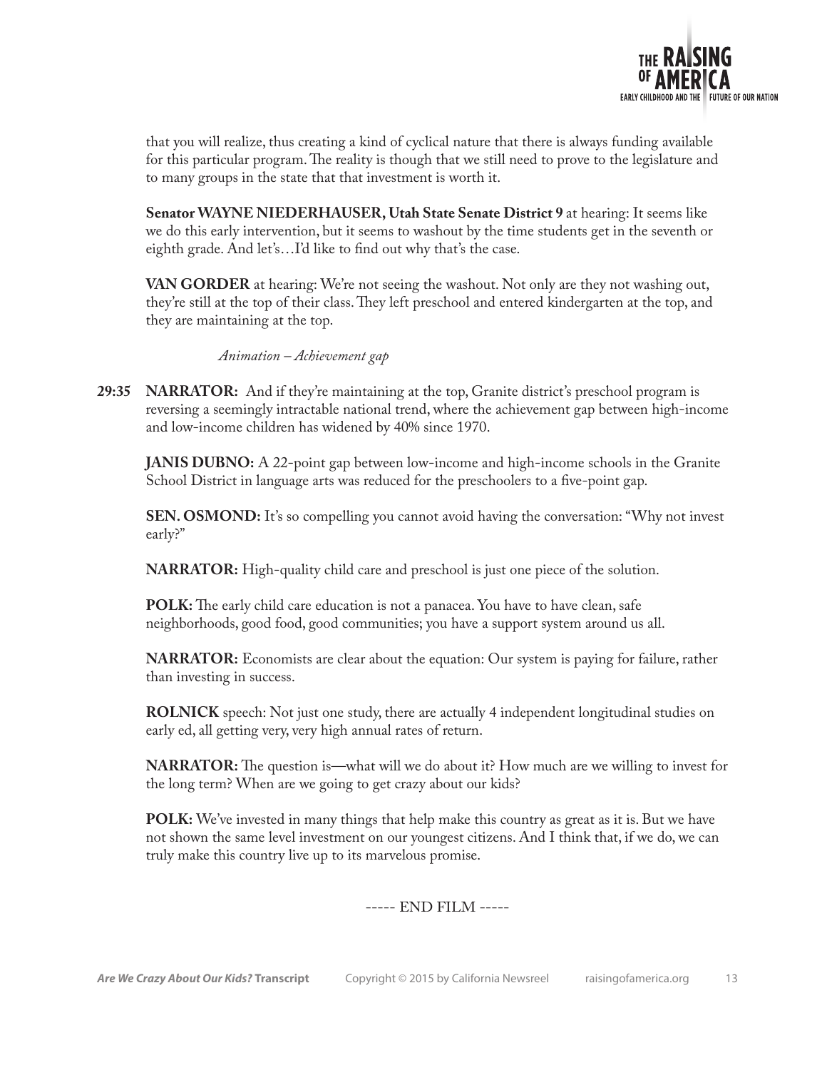that you will realize, thus creating a kind of cyclical nature that there is always funding available for this particular program. The reality is though that we still need to prove to the legislature and to many groups in the state that that investment is worth it.

**Senator WAYNE NIEDERHAUSER, Utah State Senate District 9** at hearing: It seems like we do this early intervention, but it seems to washout by the time students get in the seventh or eighth grade. And let's…I'd like to find out why that's the case.

**VAN GORDER** at hearing: We're not seeing the washout. Not only are they not washing out, they're still at the top of their class. They left preschool and entered kindergarten at the top, and they are maintaining at the top.

*Animation – Achievement gap*

**29:35 NARRATOR:** And if they're maintaining at the top, Granite district's preschool program is reversing a seemingly intractable national trend, where the achievement gap between high-income and low-income children has widened by 40% since 1970.

**JANIS DUBNO:** A 22-point gap between low-income and high-income schools in the Granite School District in language arts was reduced for the preschoolers to a five-point gap.

**SEN. OSMOND:** It's so compelling you cannot avoid having the conversation: "Why not invest early?"

**NARRATOR:** High-quality child care and preschool is just one piece of the solution.

**POLK:** The early child care education is not a panacea. You have to have clean, safe neighborhoods, good food, good communities; you have a support system around us all.

**NARRATOR:** Economists are clear about the equation: Our system is paying for failure, rather than investing in success.

**ROLNICK** speech: Not just one study, there are actually 4 independent longitudinal studies on early ed, all getting very, very high annual rates of return.

**NARRATOR:** The question is—what will we do about it? How much are we willing to invest for the long term? When are we going to get crazy about our kids?

**POLK:** We've invested in many things that help make this country as great as it is. But we have not shown the same level investment on our youngest citizens. And I think that, if we do, we can truly make this country live up to its marvelous promise.

----- END FILM -----